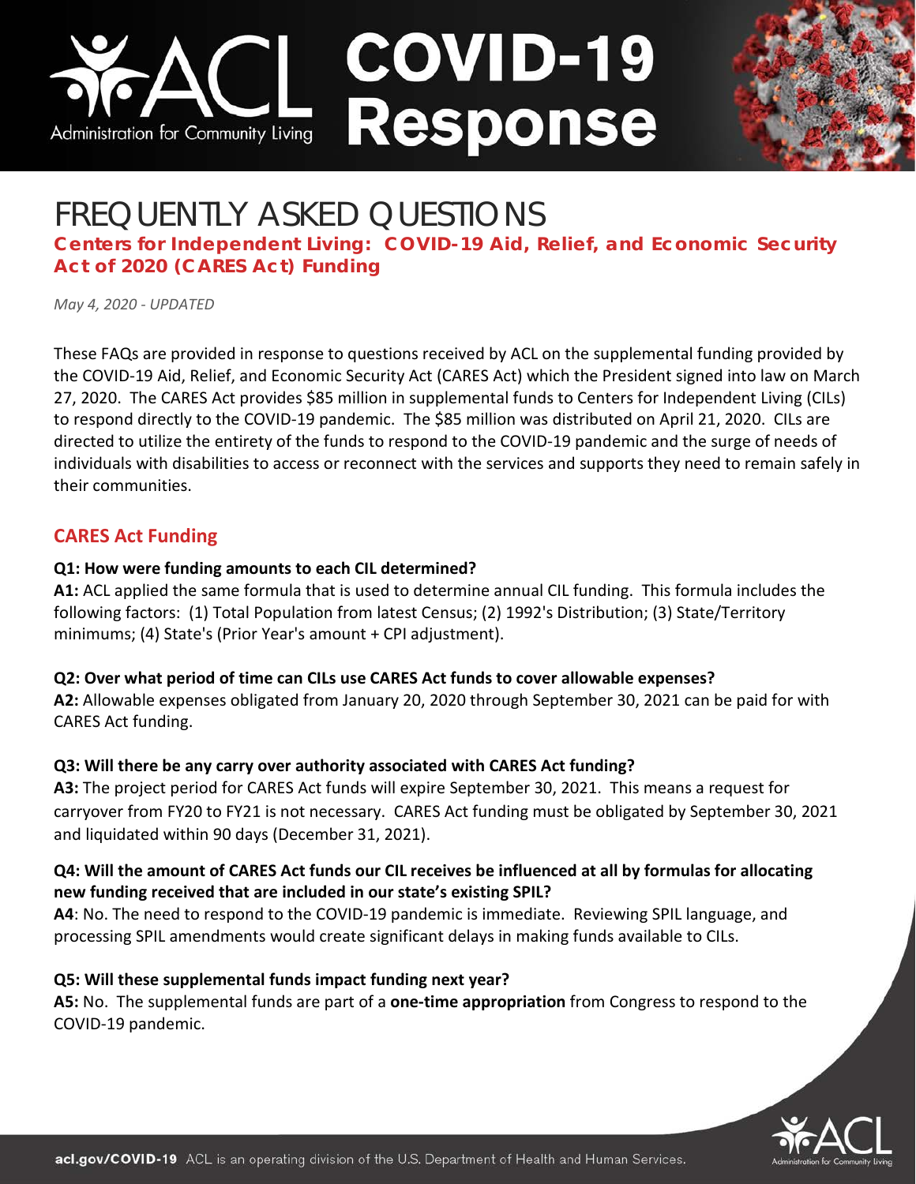# ACL COVID-19 Response

Administration for Community Living

# FREQUENTLY ASKED QUESTIONS

## Centers for Independent Living: COVID-19 Aid, Relief, and Economic Security Act of 2020 (CARES Act) Funding

*May 4, 2020 - UPDATED*

These FAQs are provided in response to questions received by ACL on the supplemental funding provided by the COVID-19 Aid, Relief, and Economic Security Act (CARES Act) which the President signed into law on March 27, 2020. The CARES Act provides $85 million in supplemental funds to Centers for Independent Living (CILs) to respond directly to the COVID-19 pandemic. The $85 million was distributed on April 21, 2020. CILs are directed to utilize the entirety of the funds to respond to the COVID-19 pandemic and the surge of needs of individuals with disabilities to access or reconnect with the services and supports they need to remain safely in their communities.

### CARES Act Funding

**Q1: How were funding amounts to each CIL determined?**
**A1:** ACL applied the same formula that is used to determine annual CIL funding. This formula includes the following factors: (1) Total Population from latest Census; (2) 1992's Distribution; (3) State/Territory minimums; (4) State's (Prior Year's amount + CPI adjustment).

**Q2: Over what period of time can CILs use CARES Act funds to cover allowable expenses?**
**A2:** Allowable expenses obligated from January 20, 2020 through September 30, 2021 can be paid for with CARES Act funding.

**Q3: Will there be any carry over authority associated with CARES Act funding?**
**A3:** The project period for CARES Act funds will expire September 30, 2021. This means a request for carryover from FY20 to FY21 is not necessary. CARES Act funding must be obligated by September 30, 2021 and liquidated within 90 days (December 31, 2021).

**Q4: Will the amount of CARES Act funds our CIL receives be influenced at all by formulas for allocating new funding received that are included in our state's existing SPIL?**
**A4**: No. The need to respond to the COVID-19 pandemic is immediate. Reviewing SPIL language, and processing SPIL amendments would create significant delays in making funds available to CILs.

**Q5: Will these supplemental funds impact funding next year?**
**A5:** No. The supplemental funds are part of a **one-time appropriation** from Congress to respond to the COVID-19 pandemic.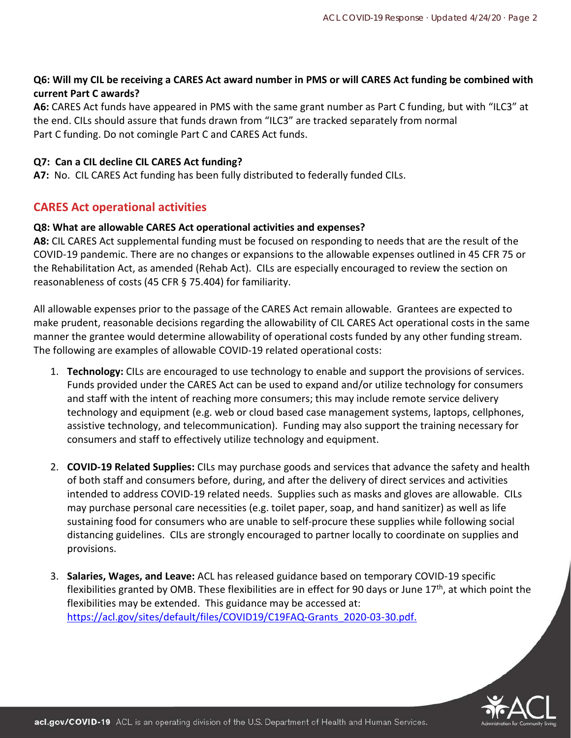**Q6: Will my CIL be receiving a CARES Act award number in PMS or will CARES Act funding be combined with current Part C awards?**
**A6:** CARES Act funds have appeared in PMS with the same grant number as Part C funding, but with "ILC3" at the end. CILs should assure that funds drawn from "ILC3" are tracked separately from normal Part C funding. Do not comingle Part C and CARES Act funds.

**Q7: Can a CIL decline CIL CARES Act funding?**
**A7:** No. CIL CARES Act funding has been fully distributed to federally funded CILs.

## CARES Act operational activities

**Q8: What are allowable CARES Act operational activities and expenses?**
**A8:** CIL CARES Act supplemental funding must be focused on responding to needs that are the result of the COVID-19 pandemic. There are no changes or expansions to the allowable expenses outlined in 45 CFR 75 or the Rehabilitation Act, as amended (Rehab Act). CILs are especially encouraged to review the section on reasonableness of costs (45 CFR § 75.404) for familiarity.

All allowable expenses prior to the passage of the CARES Act remain allowable. Grantees are expected to make prudent, reasonable decisions regarding the allowability of CIL CARES Act operational costs in the same manner the grantee would determine allowability of operational costs funded by any other funding stream. The following are examples of allowable COVID-19 related operational costs:

1. **Technology:** CILs are encouraged to use technology to enable and support the provisions of services. Funds provided under the CARES Act can be used to expand and/or utilize technology for consumers and staff with the intent of reaching more consumers; this may include remote service delivery technology and equipment (e.g. web or cloud based case management systems, laptops, cellphones, assistive technology, and telecommunication). Funding may also support the training necessary for consumers and staff to effectively utilize technology and equipment.

2. **COVID-19 Related Supplies:** CILs may purchase goods and services that advance the safety and health of both staff and consumers before, during, and after the delivery of direct services and activities intended to address COVID-19 related needs. Supplies such as masks and gloves are allowable. CILs may purchase personal care necessities (e.g. toilet paper, soap, and hand sanitizer) as well as life sustaining food for consumers who are unable to self-procure these supplies while following social distancing guidelines. CILs are strongly encouraged to partner locally to coordinate on supplies and provisions.

3. **Salaries, Wages, and Leave:** ACL has released guidance based on temporary COVID-19 specific flexibilities granted by OMB. These flexibilities are in effect for 90 days or June 17th, at which point the flexibilities may be extended. This guidance may be accessed at: [https://acl.gov/sites/default/files/COVID19/C19FAQ-Grants_2020-03-30.pdf.](https://acl.gov/sites/default/files/COVID19/C19FAQ-Grants_2020-03-30.pdf)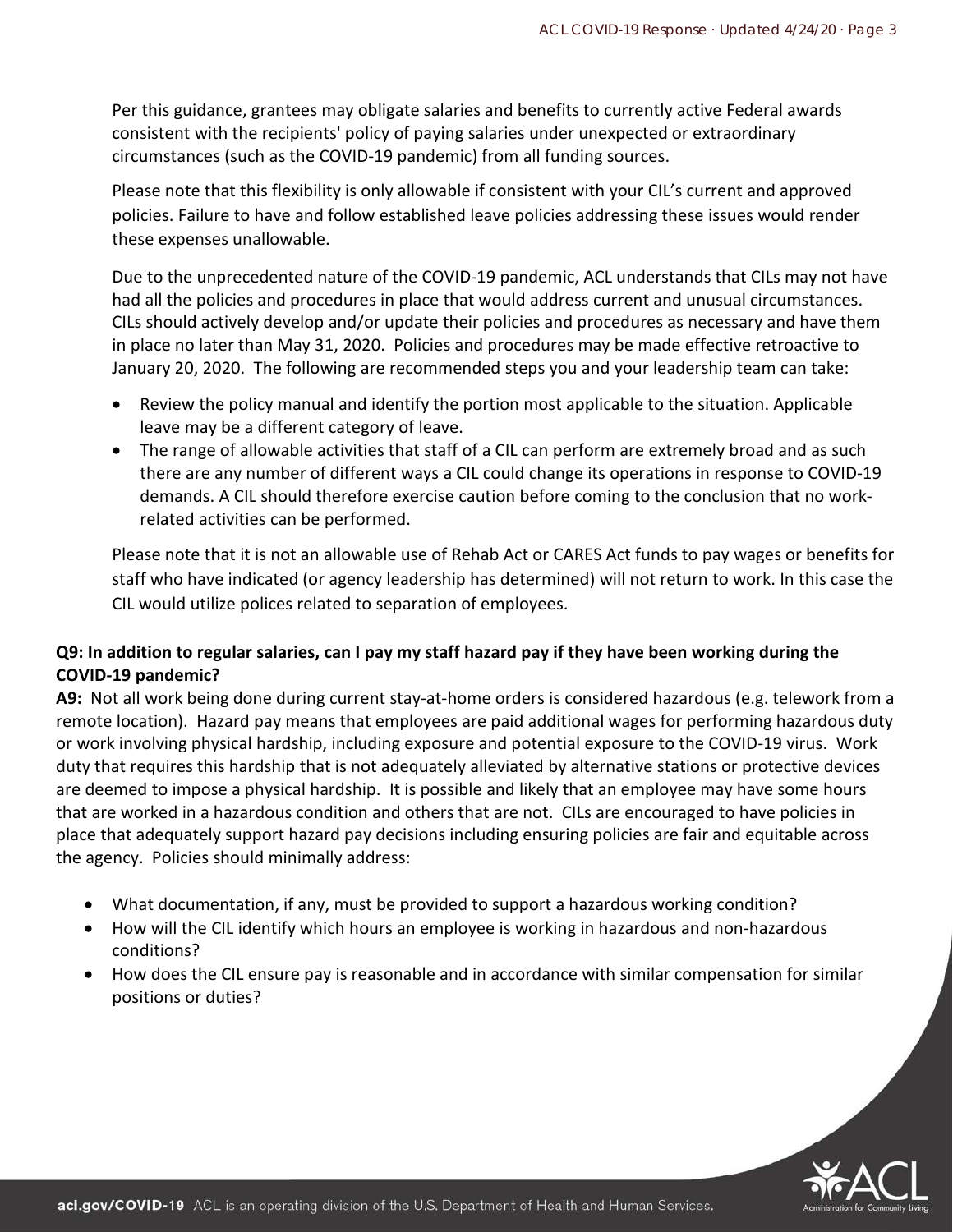Per this guidance, grantees may obligate salaries and benefits to currently active Federal awards consistent with the recipients' policy of paying salaries under unexpected or extraordinary circumstances (such as the COVID-19 pandemic) from all funding sources.

Please note that this flexibility is only allowable if consistent with your CIL's current and approved policies. Failure to have and follow established leave policies addressing these issues would render these expenses unallowable.

Due to the unprecedented nature of the COVID-19 pandemic, ACL understands that CILs may not have had all the policies and procedures in place that would address current and unusual circumstances. CILs should actively develop and/or update their policies and procedures as necessary and have them in place no later than May 31, 2020. Policies and procedures may be made effective retroactive to January 20, 2020. The following are recommended steps you and your leadership team can take:

- Review the policy manual and identify the portion most applicable to the situation. Applicable leave may be a different category of leave.
- The range of allowable activities that staff of a CIL can perform are extremely broad and as such there are any number of different ways a CIL could change its operations in response to COVID-19 demands. A CIL should therefore exercise caution before coming to the conclusion that no work-related activities can be performed.

Please note that it is not an allowable use of Rehab Act or CARES Act funds to pay wages or benefits for staff who have indicated (or agency leadership has determined) will not return to work. In this case the CIL would utilize polices related to separation of employees.

**Q9: In addition to regular salaries, can I pay my staff hazard pay if they have been working during the COVID-19 pandemic?**

**A9:** Not all work being done during current stay-at-home orders is considered hazardous (e.g. telework from a remote location). Hazard pay means that employees are paid additional wages for performing hazardous duty or work involving physical hardship, including exposure and potential exposure to the COVID-19 virus. Work duty that requires this hardship that is not adequately alleviated by alternative stations or protective devices are deemed to impose a physical hardship. It is possible and likely that an employee may have some hours that are worked in a hazardous condition and others that are not. CILs are encouraged to have policies in place that adequately support hazard pay decisions including ensuring policies are fair and equitable across the agency. Policies should minimally address:

- What documentation, if any, must be provided to support a hazardous working condition?
- How will the CIL identify which hours an employee is working in hazardous and non-hazardous conditions?
- How does the CIL ensure pay is reasonable and in accordance with similar compensation for similar positions or duties?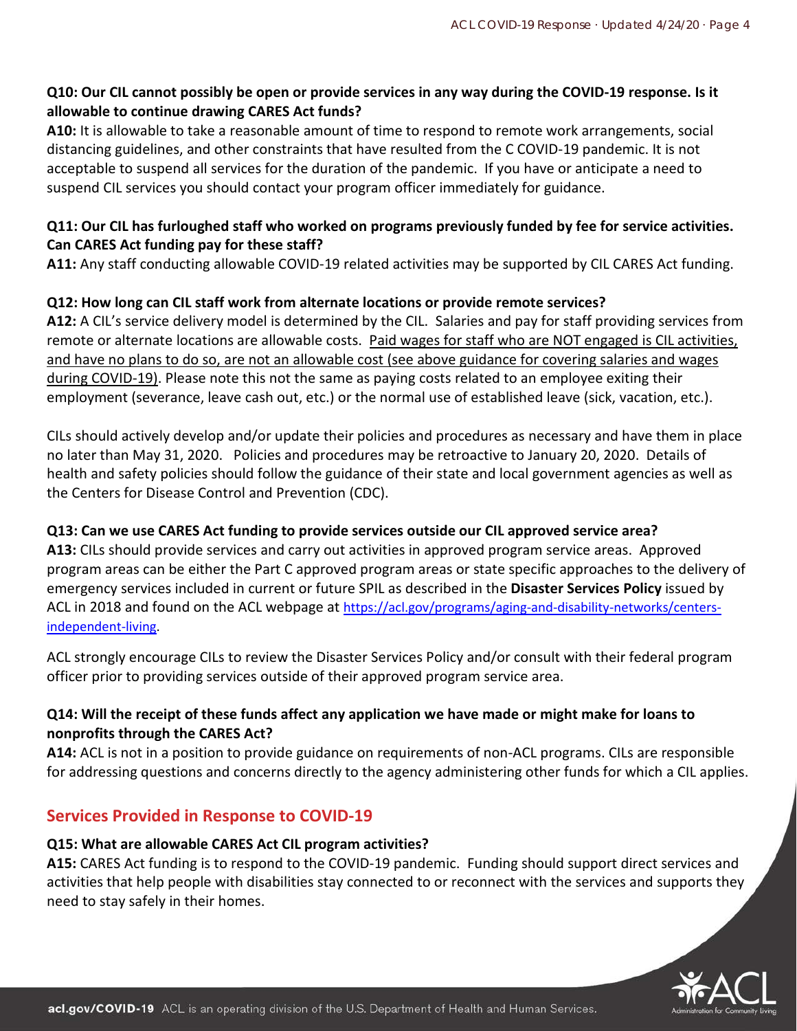**Q10: Our CIL cannot possibly be open or provide services in any way during the COVID-19 response. Is it allowable to continue drawing CARES Act funds?**

**A10:** It is allowable to take a reasonable amount of time to respond to remote work arrangements, social distancing guidelines, and other constraints that have resulted from the C COVID-19 pandemic. It is not acceptable to suspend all services for the duration of the pandemic. If you have or anticipate a need to suspend CIL services you should contact your program officer immediately for guidance.

**Q11: Our CIL has furloughed staff who worked on programs previously funded by fee for service activities. Can CARES Act funding pay for these staff?**

**A11:** Any staff conducting allowable COVID-19 related activities may be supported by CIL CARES Act funding.

**Q12: How long can CIL staff work from alternate locations or provide remote services?**

**A12:** A CIL's service delivery model is determined by the CIL. Salaries and pay for staff providing services from remote or alternate locations are allowable costs. <u>Paid wages for staff who are NOT engaged is CIL activities, and have no plans to do so, are not an allowable cost (see above guidance for covering salaries and wages during COVID-19)</u>. Please note this not the same as paying costs related to an employee exiting their employment (severance, leave cash out, etc.) or the normal use of established leave (sick, vacation, etc.).

CILs should actively develop and/or update their policies and procedures as necessary and have them in place no later than May 31, 2020. Policies and procedures may be retroactive to January 20, 2020. Details of health and safety policies should follow the guidance of their state and local government agencies as well as the Centers for Disease Control and Prevention (CDC).

**Q13: Can we use CARES Act funding to provide services outside our CIL approved service area?**

**A13:** CILs should provide services and carry out activities in approved program service areas. Approved program areas can be either the Part C approved program areas or state specific approaches to the delivery of emergency services included in current or future SPIL as described in the **Disaster Services Policy** issued by ACL in 2018 and found on the ACL webpage at https://acl.gov/programs/aging-and-disability-networks/centers-independent-living.

ACL strongly encourage CILs to review the Disaster Services Policy and/or consult with their federal program officer prior to providing services outside of their approved program service area.

**Q14: Will the receipt of these funds affect any application we have made or might make for loans to nonprofits through the CARES Act?**

**A14:** ACL is not in a position to provide guidance on requirements of non-ACL programs. CILs are responsible for addressing questions and concerns directly to the agency administering other funds for which a CIL applies.

## Services Provided in Response to COVID-19

**Q15: What are allowable CARES Act CIL program activities?**

**A15:** CARES Act funding is to respond to the COVID-19 pandemic. Funding should support direct services and activities that help people with disabilities stay connected to or reconnect with the services and supports they need to stay safely in their homes.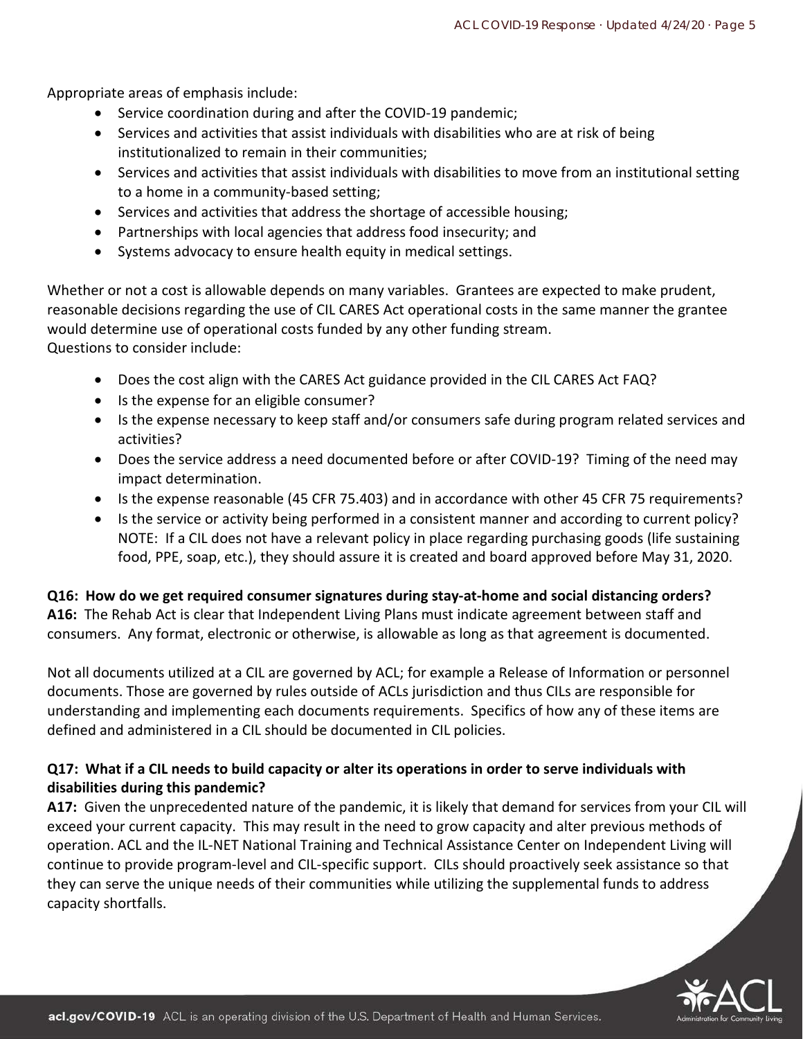Appropriate areas of emphasis include:

- Service coordination during and after the COVID-19 pandemic;
- Services and activities that assist individuals with disabilities who are at risk of being institutionalized to remain in their communities;
- Services and activities that assist individuals with disabilities to move from an institutional setting to a home in a community-based setting;
- Services and activities that address the shortage of accessible housing;
- Partnerships with local agencies that address food insecurity; and
- Systems advocacy to ensure health equity in medical settings.

Whether or not a cost is allowable depends on many variables. Grantees are expected to make prudent, reasonable decisions regarding the use of CIL CARES Act operational costs in the same manner the grantee would determine use of operational costs funded by any other funding stream.
Questions to consider include:

- Does the cost align with the CARES Act guidance provided in the CIL CARES Act FAQ?
- Is the expense for an eligible consumer?
- Is the expense necessary to keep staff and/or consumers safe during program related services and activities?
- Does the service address a need documented before or after COVID-19? Timing of the need may impact determination.
- Is the expense reasonable (45 CFR 75.403) and in accordance with other 45 CFR 75 requirements?
- Is the service or activity being performed in a consistent manner and according to current policy? NOTE: If a CIL does not have a relevant policy in place regarding purchasing goods (life sustaining food, PPE, soap, etc.), they should assure it is created and board approved before May 31, 2020.

**Q16: How do we get required consumer signatures during stay-at-home and social distancing orders?**
**A16:** The Rehab Act is clear that Independent Living Plans must indicate agreement between staff and consumers. Any format, electronic or otherwise, is allowable as long as that agreement is documented.

Not all documents utilized at a CIL are governed by ACL; for example a Release of Information or personnel documents. Those are governed by rules outside of ACLs jurisdiction and thus CILs are responsible for understanding and implementing each documents requirements. Specifics of how any of these items are defined and administered in a CIL should be documented in CIL policies.

**Q17: What if a CIL needs to build capacity or alter its operations in order to serve individuals with disabilities during this pandemic?**
**A17:** Given the unprecedented nature of the pandemic, it is likely that demand for services from your CIL will exceed your current capacity. This may result in the need to grow capacity and alter previous methods of operation. ACL and the IL-NET National Training and Technical Assistance Center on Independent Living will continue to provide program-level and CIL-specific support. CILs should proactively seek assistance so that they can serve the unique needs of their communities while utilizing the supplemental funds to address capacity shortfalls.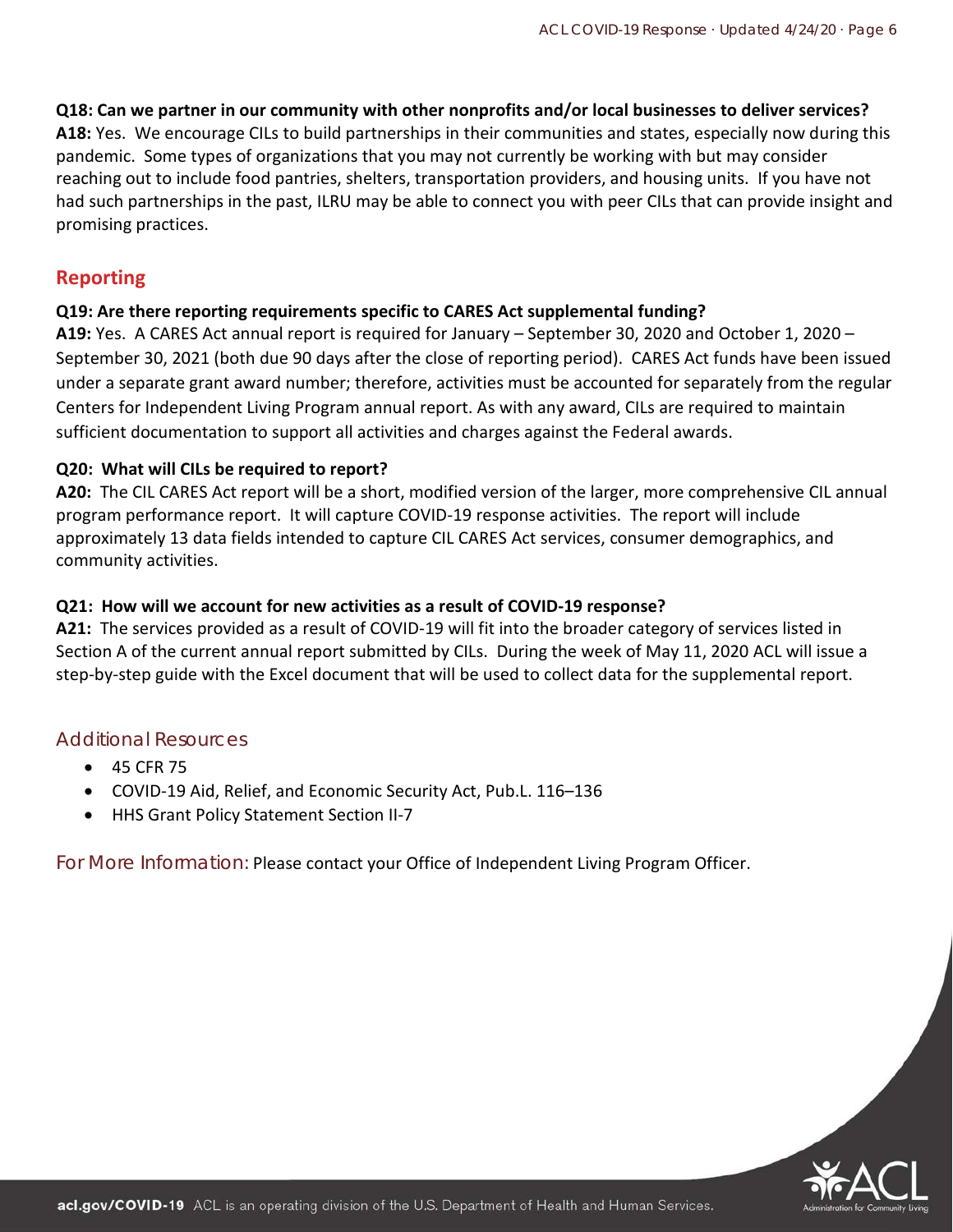**Q18: Can we partner in our community with other nonprofits and/or local businesses to deliver services?**

**A18:** Yes. We encourage CILs to build partnerships in their communities and states, especially now during this pandemic. Some types of organizations that you may not currently be working with but may consider reaching out to include food pantries, shelters, transportation providers, and housing units. If you have not had such partnerships in the past, ILRU may be able to connect you with peer CILs that can provide insight and promising practices.

## Reporting

**Q19: Are there reporting requirements specific to CARES Act supplemental funding?**

**A19:** Yes. A CARES Act annual report is required for January – September 30, 2020 and October 1, 2020 – September 30, 2021 (both due 90 days after the close of reporting period). CARES Act funds have been issued under a separate grant award number; therefore, activities must be accounted for separately from the regular Centers for Independent Living Program annual report. As with any award, CILs are required to maintain sufficient documentation to support all activities and charges against the Federal awards.

**Q20: What will CILs be required to report?**

**A20:** The CIL CARES Act report will be a short, modified version of the larger, more comprehensive CIL annual program performance report. It will capture COVID-19 response activities. The report will include approximately 13 data fields intended to capture CIL CARES Act services, consumer demographics, and community activities.

**Q21: How will we account for new activities as a result of COVID-19 response?**

**A21:** The services provided as a result of COVID-19 will fit into the broader category of services listed in Section A of the current annual report submitted by CILs. During the week of May 11, 2020 ACL will issue a step-by-step guide with the Excel document that will be used to collect data for the supplemental report.

## Additional Resources

- 45 CFR 75
- COVID-19 Aid, Relief, and Economic Security Act, Pub.L. 116–136
- HHS Grant Policy Statement Section II-7

For More Information: Please contact your Office of Independent Living Program Officer.